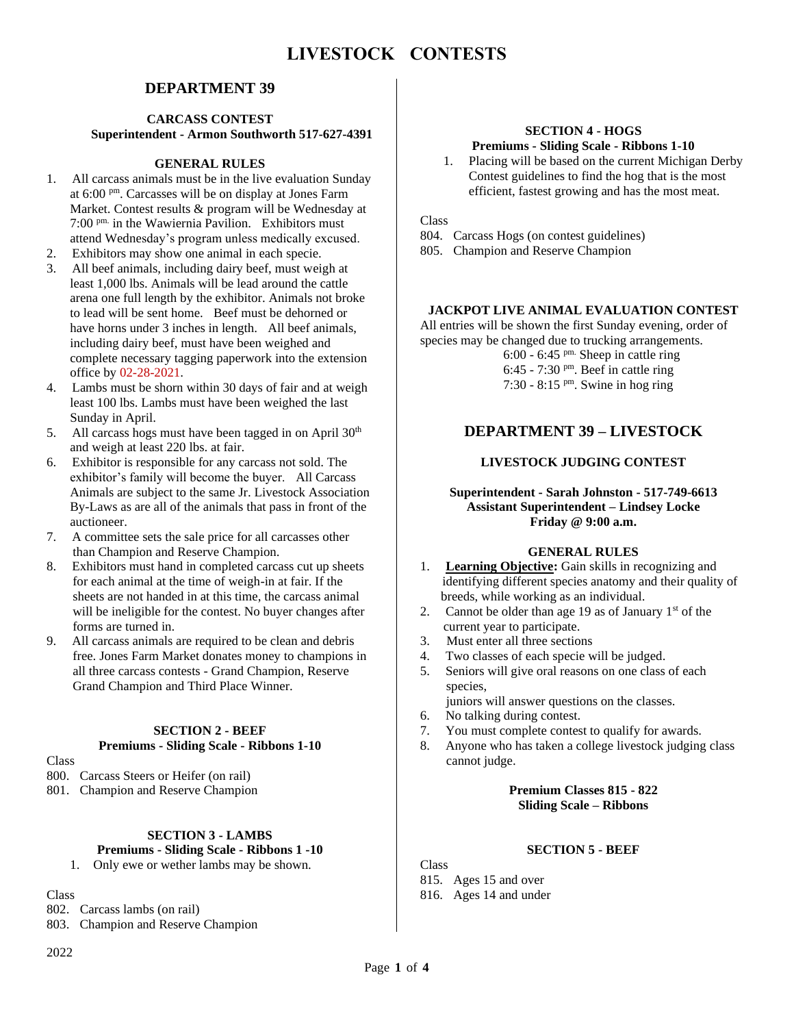# LIVESTOCK CONTESTS

## DEPARTMENT 39

### CARCASS CONTEST

**Superintendent - Armon Southworth 517-627-4391**

#### GENERAL RULES

1. All carcass animals must be in the live evaluation Sunday at 6:00 pm. Carcasses will be on display at Jones Farm Market. Contest results & program will be Wednesday at 7:00 pm. in the Wawiernia Pavilion. Exhibitors must attend Wednesday's program unless medically excused.
2. Exhibitors may show one animal in each specie.
3. All beef animals, including dairy beef, must weigh at least 1,000 lbs. Animals will be lead around the cattle arena one full length by the exhibitor. Animals not broke to lead will be sent home. Beef must be dehorned or have horns under 3 inches in length. All beef animals, including dairy beef, must have been weighed and complete necessary tagging paperwork into the extension office by 02-28-2021.
4. Lambs must be shorn within 30 days of fair and at weigh least 100 lbs. Lambs must have been weighed the last Sunday in April.
5. All carcass hogs must have been tagged in on April 30th and weigh at least 220 lbs. at fair.
6. Exhibitor is responsible for any carcass not sold. The exhibitor's family will become the buyer. All Carcass Animals are subject to the same Jr. Livestock Association By-Laws as are all of the animals that pass in front of the auctioneer.
7. A committee sets the sale price for all carcasses other than Champion and Reserve Champion.
8. Exhibitors must hand in completed carcass cut up sheets for each animal at the time of weigh-in at fair. If the sheets are not handed in at this time, the carcass animal will be ineligible for the contest. No buyer changes after forms are turned in.
9. All carcass animals are required to be clean and debris free. Jones Farm Market donates money to champions in all three carcass contests - Grand Champion, Reserve Grand Champion and Third Place Winner.

#### SECTION 2 - BEEF

**Premiums - Sliding Scale - Ribbons 1-10**

Class

800. Carcass Steers or Heifer (on rail)
801. Champion and Reserve Champion

#### SECTION 3 - LAMBS

**Premiums - Sliding Scale - Ribbons 1 -10**

1. Only ewe or wether lambs may be shown.

Class

802. Carcass lambs (on rail)
803. Champion and Reserve Champion

#### SECTION 4 - HOGS

**Premiums - Sliding Scale - Ribbons 1-10**

1. Placing will be based on the current Michigan Derby Contest guidelines to find the hog that is the most efficient, fastest growing and has the most meat.

Class

804. Carcass Hogs (on contest guidelines)
805. Champion and Reserve Champion

### JACKPOT LIVE ANIMAL EVALUATION CONTEST

All entries will be shown the first Sunday evening, order of species may be changed due to trucking arrangements.

6:00 - 6:45 pm. Sheep in cattle ring
6:45 - 7:30 pm. Beef in cattle ring
7:30 - 8:15 pm. Swine in hog ring

## DEPARTMENT 39 – LIVESTOCK

### LIVESTOCK JUDGING CONTEST

**Superintendent - Sarah Johnston - 517-749-6613**
**Assistant Superintendent – Lindsey Locke**
**Friday @ 9:00 a.m.**

#### GENERAL RULES

1. **Learning Objective:** Gain skills in recognizing and identifying different species anatomy and their quality of breeds, while working as an individual.
2. Cannot be older than age 19 as of January 1st of the current year to participate.
3. Must enter all three sections
4. Two classes of each specie will be judged.
5. Seniors will give oral reasons on one class of each species,
   juniors will answer questions on the classes.
6. No talking during contest.
7. You must complete contest to qualify for awards.
8. Anyone who has taken a college livestock judging class cannot judge.

**Premium Classes 815 - 822**
**Sliding Scale – Ribbons**

#### SECTION 5 - BEEF

Class

815. Ages 15 and over
816. Ages 14 and under

2022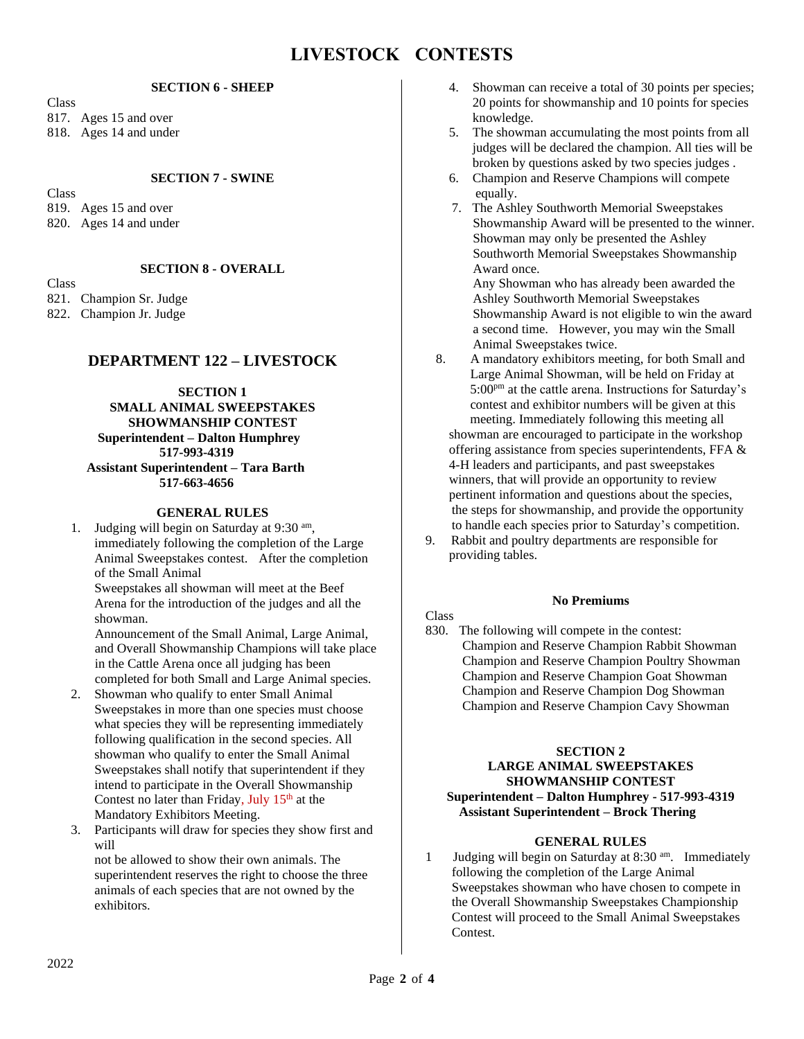# LIVESTOCK CONTESTS

### SECTION 6 - SHEEP

Class
817. Ages 15 and over
818. Ages 14 and under

### SECTION 7 - SWINE

Class
819. Ages 15 and over
820. Ages 14 and under

### SECTION 8 - OVERALL

Class
821. Champion Sr. Judge
822. Champion Jr. Judge

## DEPARTMENT 122 – LIVESTOCK

### SECTION 1
### SMALL ANIMAL SWEEPSTAKES SHOWMANSHIP CONTEST

**Superintendent – Dalton Humphrey**
**517-993-4319**
**Assistant Superintendent – Tara Barth**
**517-663-4656**

#### GENERAL RULES

1. Judging will begin on Saturday at 9:30 am, immediately following the completion of the Large Animal Sweepstakes contest. After the completion of the Small Animal Sweepstakes all showman will meet at the Beef Arena for the introduction of the judges and all the showman.
   Announcement of the Small Animal, Large Animal, and Overall Showmanship Champions will take place in the Cattle Arena once all judging has been completed for both Small and Large Animal species.
2. Showman who qualify to enter Small Animal Sweepstakes in more than one species must choose what species they will be representing immediately following qualification in the second species. All showman who qualify to enter the Small Animal Sweepstakes shall notify that superintendent if they intend to participate in the Overall Showmanship Contest no later than Friday, July 15th at the Mandatory Exhibitors Meeting.
3. Participants will draw for species they show first and will not be allowed to show their own animals. The superintendent reserves the right to choose the three animals of each species that are not owned by the exhibitors.
4. Showman can receive a total of 30 points per species; 20 points for showmanship and 10 points for species knowledge.
5. The showman accumulating the most points from all judges will be declared the champion. All ties will be broken by questions asked by two species judges .
6. Champion and Reserve Champions will compete equally.
7. The Ashley Southworth Memorial Sweepstakes Showmanship Award will be presented to the winner. Showman may only be presented the Ashley Southworth Memorial Sweepstakes Showmanship Award once.
   Any Showman who has already been awarded the Ashley Southworth Memorial Sweepstakes Showmanship Award is not eligible to win the award a second time. However, you may win the Small Animal Sweepstakes twice.
8. A mandatory exhibitors meeting, for both Small and Large Animal Showman, will be held on Friday at 5:00pm at the cattle arena. Instructions for Saturday's contest and exhibitor numbers will be given at this meeting. Immediately following this meeting all showman are encouraged to participate in the workshop offering assistance from species superintendents, FFA & 4-H leaders and participants, and past sweepstakes winners, that will provide an opportunity to review pertinent information and questions about the species, the steps for showmanship, and provide the opportunity to handle each species prior to Saturday's competition.
9. Rabbit and poultry departments are responsible for providing tables.

**No Premiums**

Class
830. The following will compete in the contest:
     Champion and Reserve Champion Rabbit Showman
     Champion and Reserve Champion Poultry Showman
     Champion and Reserve Champion Goat Showman
     Champion and Reserve Champion Dog Showman
     Champion and Reserve Champion Cavy Showman

### SECTION 2
### LARGE ANIMAL SWEEPSTAKES SHOWMANSHIP CONTEST

**Superintendent – Dalton Humphrey - 517-993-4319**
**Assistant Superintendent – Brock Thering**

#### GENERAL RULES

1. Judging will begin on Saturday at 8:30 am. Immediately following the completion of the Large Animal Sweepstakes showman who have chosen to compete in the Overall Showmanship Sweepstakes Championship Contest will proceed to the Small Animal Sweepstakes Contest.

2022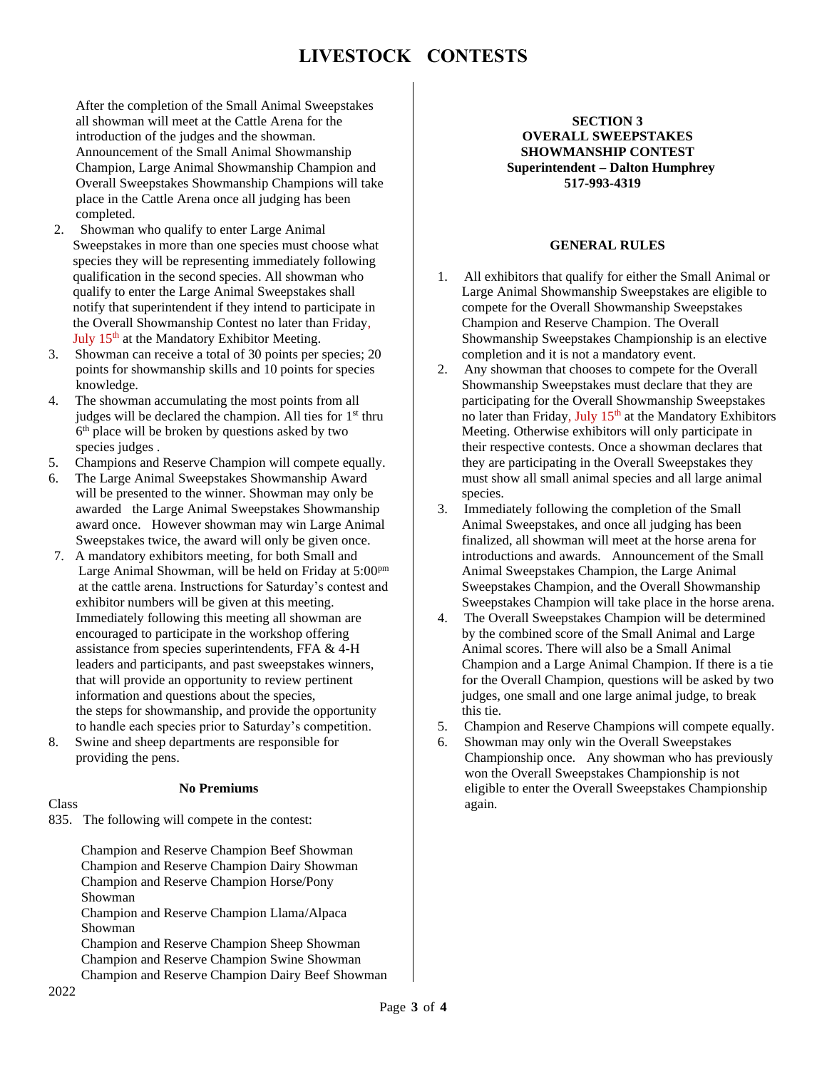# LIVESTOCK CONTESTS

After the completion of the Small Animal Sweepstakes all showman will meet at the Cattle Arena for the introduction of the judges and the showman. Announcement of the Small Animal Showmanship Champion, Large Animal Showmanship Champion and Overall Sweepstakes Showmanship Champions will take place in the Cattle Arena once all judging has been completed.

2. Showman who qualify to enter Large Animal Sweepstakes in more than one species must choose what species they will be representing immediately following qualification in the second species. All showman who qualify to enter the Large Animal Sweepstakes shall notify that superintendent if they intend to participate in the Overall Showmanship Contest no later than Friday, July 15th at the Mandatory Exhibitor Meeting.
3. Showman can receive a total of 30 points per species; 20 points for showmanship skills and 10 points for species knowledge.
4. The showman accumulating the most points from all judges will be declared the champion. All ties for 1st thru 6th place will be broken by questions asked by two species judges .
5. Champions and Reserve Champion will compete equally.
6. The Large Animal Sweepstakes Showmanship Award will be presented to the winner. Showman may only be awarded the Large Animal Sweepstakes Showmanship award once. However showman may win Large Animal Sweepstakes twice, the award will only be given once.
7. A mandatory exhibitors meeting, for both Small and Large Animal Showman, will be held on Friday at 5:00pm at the cattle arena. Instructions for Saturday's contest and exhibitor numbers will be given at this meeting. Immediately following this meeting all showman are encouraged to participate in the workshop offering assistance from species superintendents, FFA & 4-H leaders and participants, and past sweepstakes winners, that will provide an opportunity to review pertinent information and questions about the species, the steps for showmanship, and provide the opportunity to handle each species prior to Saturday's competition.
8. Swine and sheep departments are responsible for providing the pens.

**No Premiums**

Class

835. The following will compete in the contest:

Champion and Reserve Champion Beef Showman
Champion and Reserve Champion Dairy Showman
Champion and Reserve Champion Horse/Pony Showman
Champion and Reserve Champion Llama/Alpaca Showman
Champion and Reserve Champion Sheep Showman
Champion and Reserve Champion Swine Showman
Champion and Reserve Champion Dairy Beef Showman

2022

## SECTION 3
## OVERALL SWEEPSTAKES SHOWMANSHIP CONTEST
**Superintendent – Dalton Humphrey**
**517-993-4319**

### GENERAL RULES

1. All exhibitors that qualify for either the Small Animal or Large Animal Showmanship Sweepstakes are eligible to compete for the Overall Showmanship Sweepstakes Champion and Reserve Champion. The Overall Showmanship Sweepstakes Championship is an elective completion and it is not a mandatory event.
2. Any showman that chooses to compete for the Overall Showmanship Sweepstakes must declare that they are participating for the Overall Showmanship Sweepstakes no later than Friday, July 15th at the Mandatory Exhibitors Meeting. Otherwise exhibitors will only participate in their respective contests. Once a showman declares that they are participating in the Overall Sweepstakes they must show all small animal species and all large animal species.
3. Immediately following the completion of the Small Animal Sweepstakes, and once all judging has been finalized, all showman will meet at the horse arena for introductions and awards. Announcement of the Small Animal Sweepstakes Champion, the Large Animal Sweepstakes Champion, and the Overall Showmanship Sweepstakes Champion will take place in the horse arena.
4. The Overall Sweepstakes Champion will be determined by the combined score of the Small Animal and Large Animal scores. There will also be a Small Animal Champion and a Large Animal Champion. If there is a tie for the Overall Champion, questions will be asked by two judges, one small and one large animal judge, to break this tie.
5. Champion and Reserve Champions will compete equally.
6. Showman may only win the Overall Sweepstakes Championship once. Any showman who has previously won the Overall Sweepstakes Championship is not eligible to enter the Overall Sweepstakes Championship again.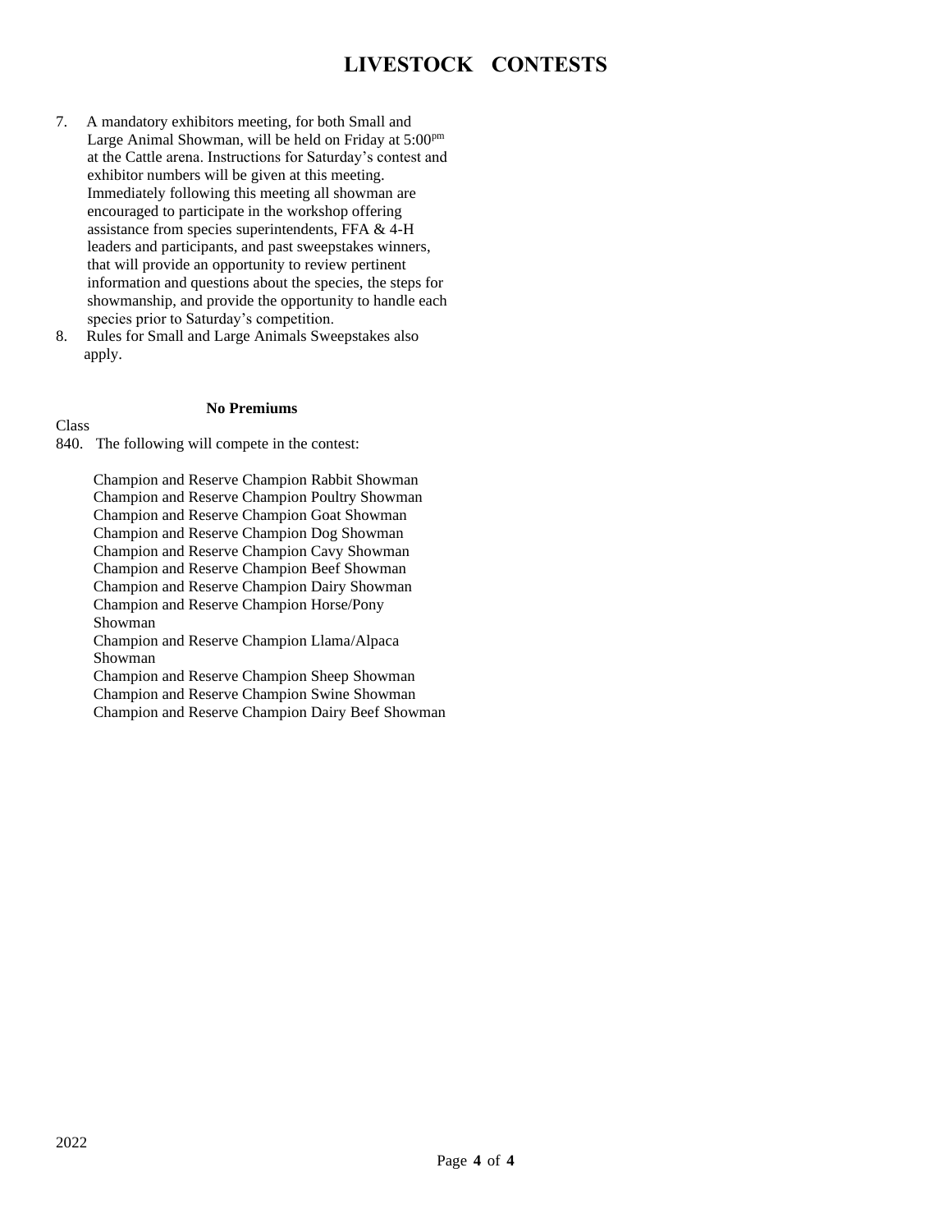# LIVESTOCK CONTESTS

7. A mandatory exhibitors meeting, for both Small and Large Animal Showman, will be held on Friday at 5:00pm at the Cattle arena. Instructions for Saturday's contest and exhibitor numbers will be given at this meeting. Immediately following this meeting all showman are encouraged to participate in the workshop offering assistance from species superintendents, FFA & 4-H leaders and participants, and past sweepstakes winners, that will provide an opportunity to review pertinent information and questions about the species, the steps for showmanship, and provide the opportunity to handle each species prior to Saturday's competition.
8. Rules for Small and Large Animals Sweepstakes also apply.

**No Premiums**

Class

840. The following will compete in the contest:

Champion and Reserve Champion Rabbit Showman
Champion and Reserve Champion Poultry Showman
Champion and Reserve Champion Goat Showman
Champion and Reserve Champion Dog Showman
Champion and Reserve Champion Cavy Showman
Champion and Reserve Champion Beef Showman
Champion and Reserve Champion Dairy Showman
Champion and Reserve Champion Horse/Pony Showman
Champion and Reserve Champion Llama/Alpaca Showman
Champion and Reserve Champion Sheep Showman
Champion and Reserve Champion Swine Showman
Champion and Reserve Champion Dairy Beef Showman

2022